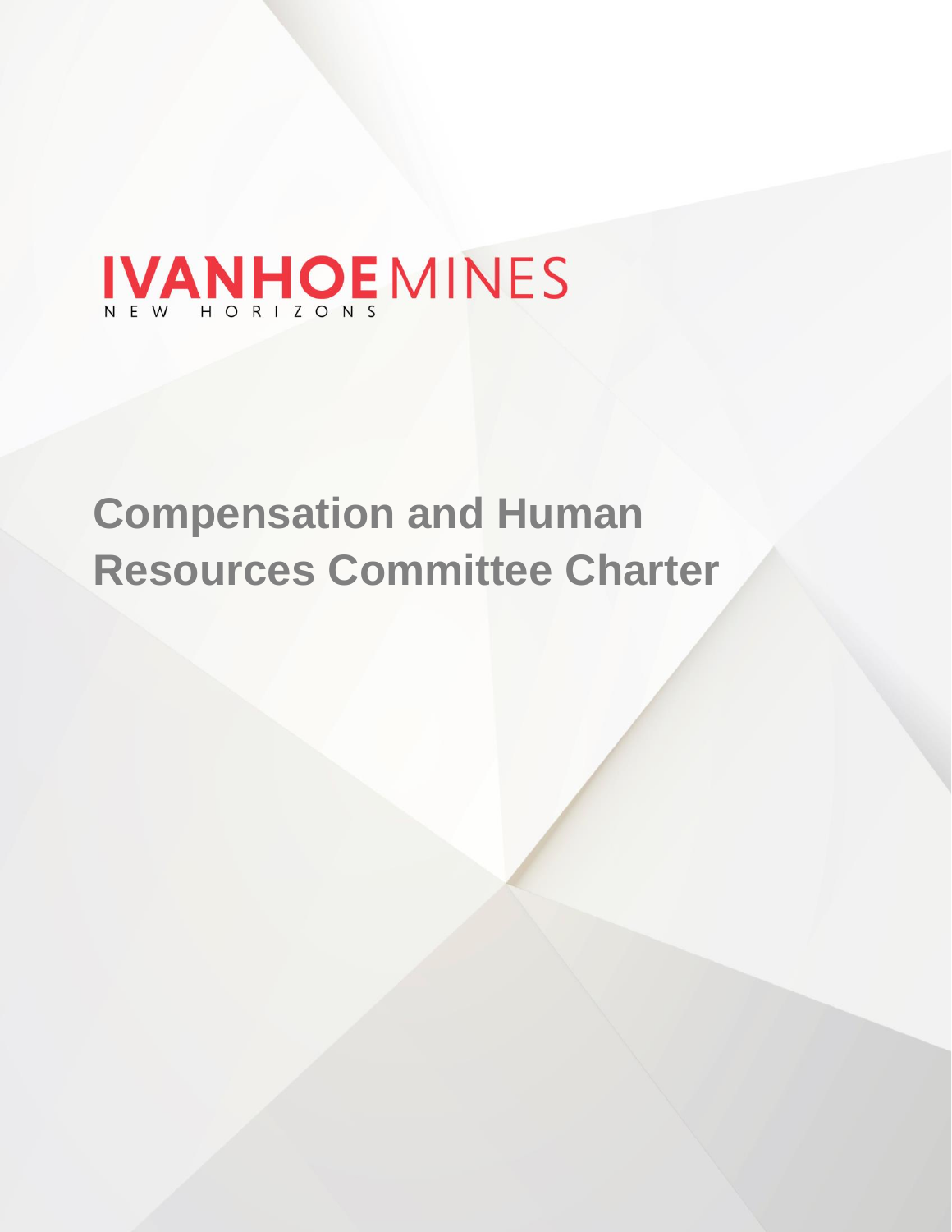IVANHOE MINES

NEW HORIZONS

# Compensation and Human Resources Committee Charter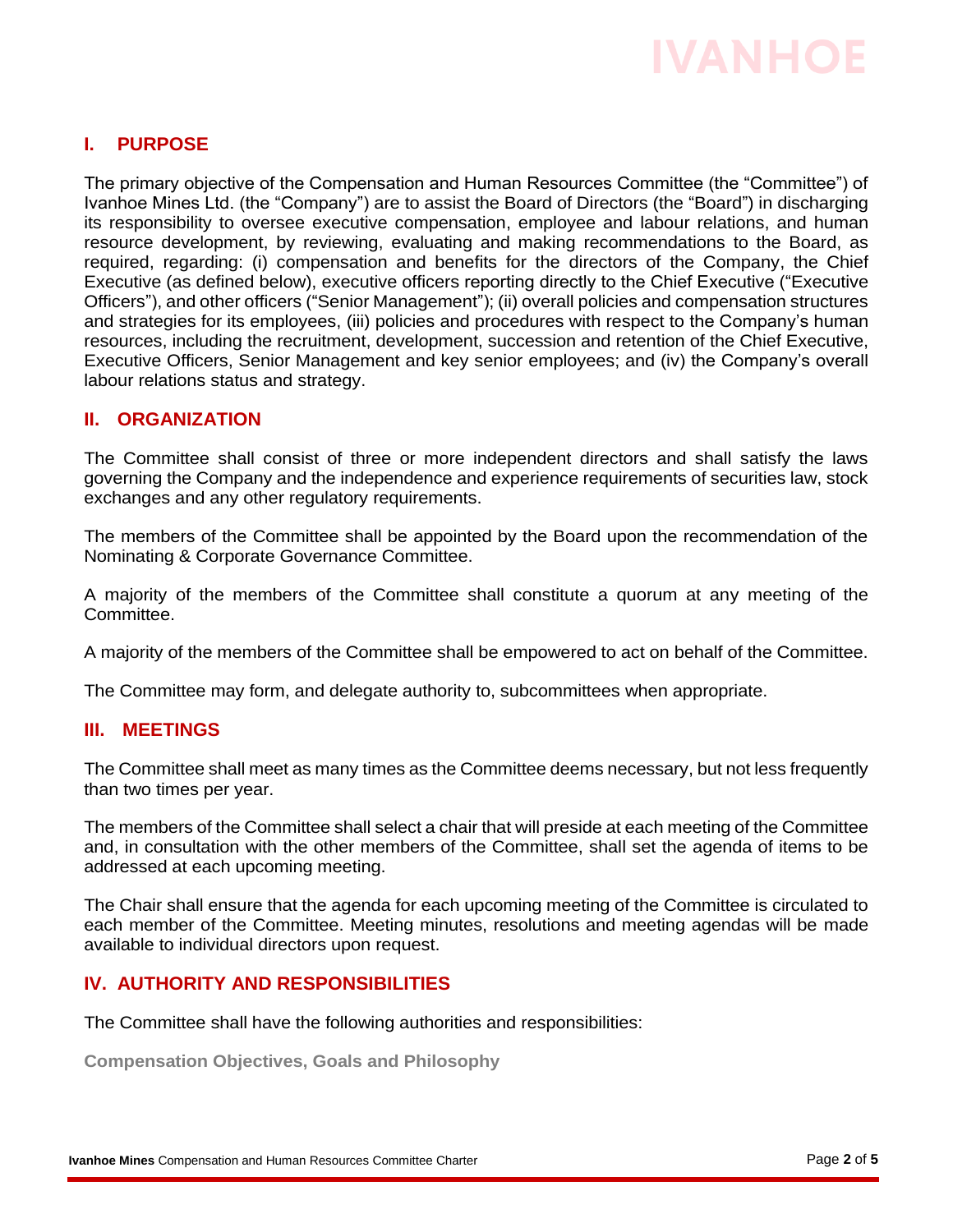## I. PURPOSE

The primary objective of the Compensation and Human Resources Committee (the "Committee") of Ivanhoe Mines Ltd. (the "Company") are to assist the Board of Directors (the "Board") in discharging its responsibility to oversee executive compensation, employee and labour relations, and human resource development, by reviewing, evaluating and making recommendations to the Board, as required, regarding: (i) compensation and benefits for the directors of the Company, the Chief Executive (as defined below), executive officers reporting directly to the Chief Executive ("Executive Officers"), and other officers ("Senior Management"); (ii) overall policies and compensation structures and strategies for its employees, (iii) policies and procedures with respect to the Company's human resources, including the recruitment, development, succession and retention of the Chief Executive, Executive Officers, Senior Management and key senior employees; and (iv) the Company's overall labour relations status and strategy.

## II. ORGANIZATION

The Committee shall consist of three or more independent directors and shall satisfy the laws governing the Company and the independence and experience requirements of securities law, stock exchanges and any other regulatory requirements.

The members of the Committee shall be appointed by the Board upon the recommendation of the Nominating & Corporate Governance Committee.

A majority of the members of the Committee shall constitute a quorum at any meeting of the Committee.

A majority of the members of the Committee shall be empowered to act on behalf of the Committee.

The Committee may form, and delegate authority to, subcommittees when appropriate.

## III. MEETINGS

The Committee shall meet as many times as the Committee deems necessary, but not less frequently than two times per year.

The members of the Committee shall select a chair that will preside at each meeting of the Committee and, in consultation with the other members of the Committee, shall set the agenda of items to be addressed at each upcoming meeting.

The Chair shall ensure that the agenda for each upcoming meeting of the Committee is circulated to each member of the Committee. Meeting minutes, resolutions and meeting agendas will be made available to individual directors upon request.

## IV. AUTHORITY AND RESPONSIBILITIES

The Committee shall have the following authorities and responsibilities:

### Compensation Objectives, Goals and Philosophy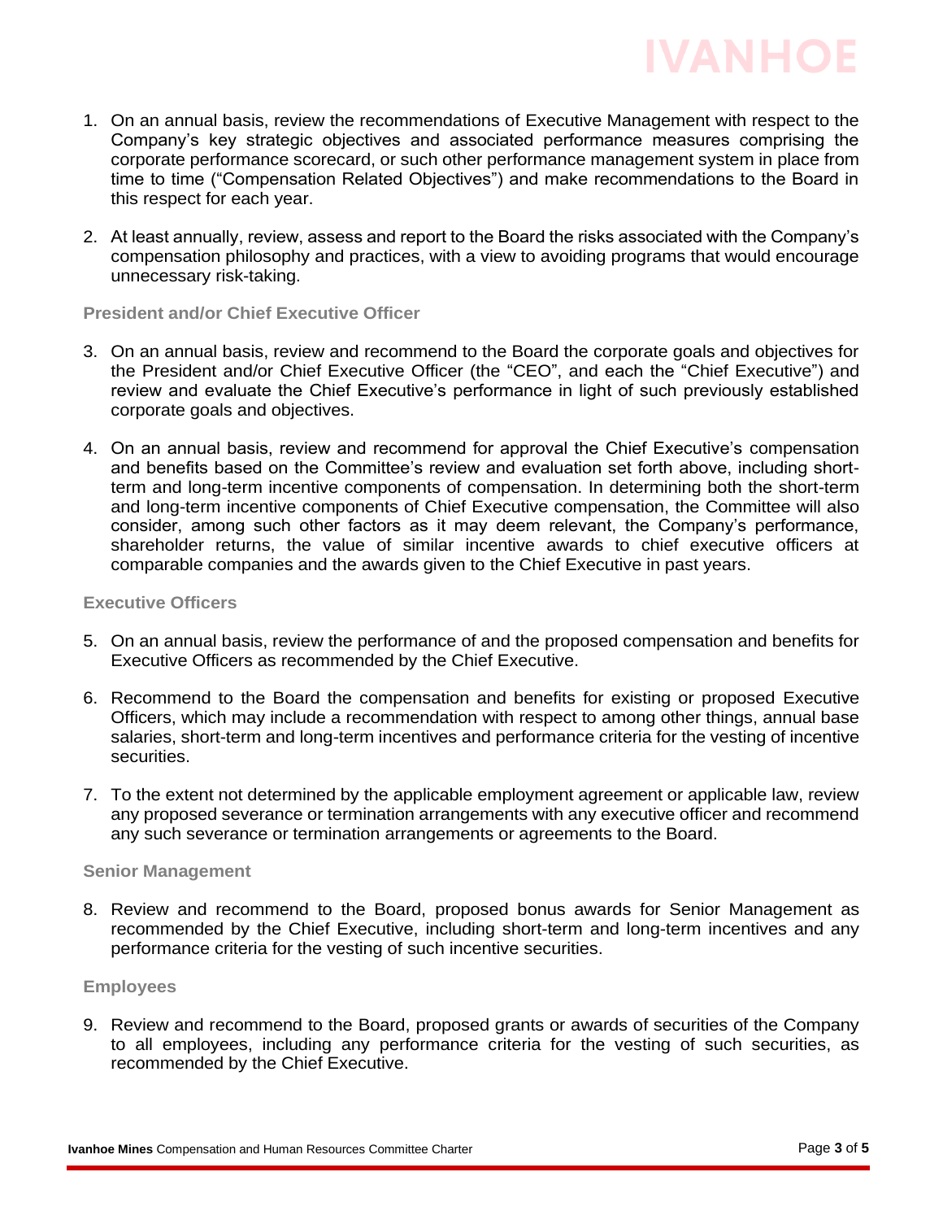1. On an annual basis, review the recommendations of Executive Management with respect to the Company's key strategic objectives and associated performance measures comprising the corporate performance scorecard, or such other performance management system in place from time to time ("Compensation Related Objectives") and make recommendations to the Board in this respect for each year.

2. At least annually, review, assess and report to the Board the risks associated with the Company's compensation philosophy and practices, with a view to avoiding programs that would encourage unnecessary risk-taking.

### President and/or Chief Executive Officer

3. On an annual basis, review and recommend to the Board the corporate goals and objectives for the President and/or Chief Executive Officer (the "CEO", and each the "Chief Executive") and review and evaluate the Chief Executive's performance in light of such previously established corporate goals and objectives.

4. On an annual basis, review and recommend for approval the Chief Executive's compensation and benefits based on the Committee's review and evaluation set forth above, including short-term and long-term incentive components of compensation. In determining both the short-term and long-term incentive components of Chief Executive compensation, the Committee will also consider, among such other factors as it may deem relevant, the Company's performance, shareholder returns, the value of similar incentive awards to chief executive officers at comparable companies and the awards given to the Chief Executive in past years.

### Executive Officers

5. On an annual basis, review the performance of and the proposed compensation and benefits for Executive Officers as recommended by the Chief Executive.

6. Recommend to the Board the compensation and benefits for existing or proposed Executive Officers, which may include a recommendation with respect to among other things, annual base salaries, short-term and long-term incentives and performance criteria for the vesting of incentive securities.

7. To the extent not determined by the applicable employment agreement or applicable law, review any proposed severance or termination arrangements with any executive officer and recommend any such severance or termination arrangements or agreements to the Board.

### Senior Management

8. Review and recommend to the Board, proposed bonus awards for Senior Management as recommended by the Chief Executive, including short-term and long-term incentives and any performance criteria for the vesting of such incentive securities.

### Employees

9. Review and recommend to the Board, proposed grants or awards of securities of the Company to all employees, including any performance criteria for the vesting of such securities, as recommended by the Chief Executive.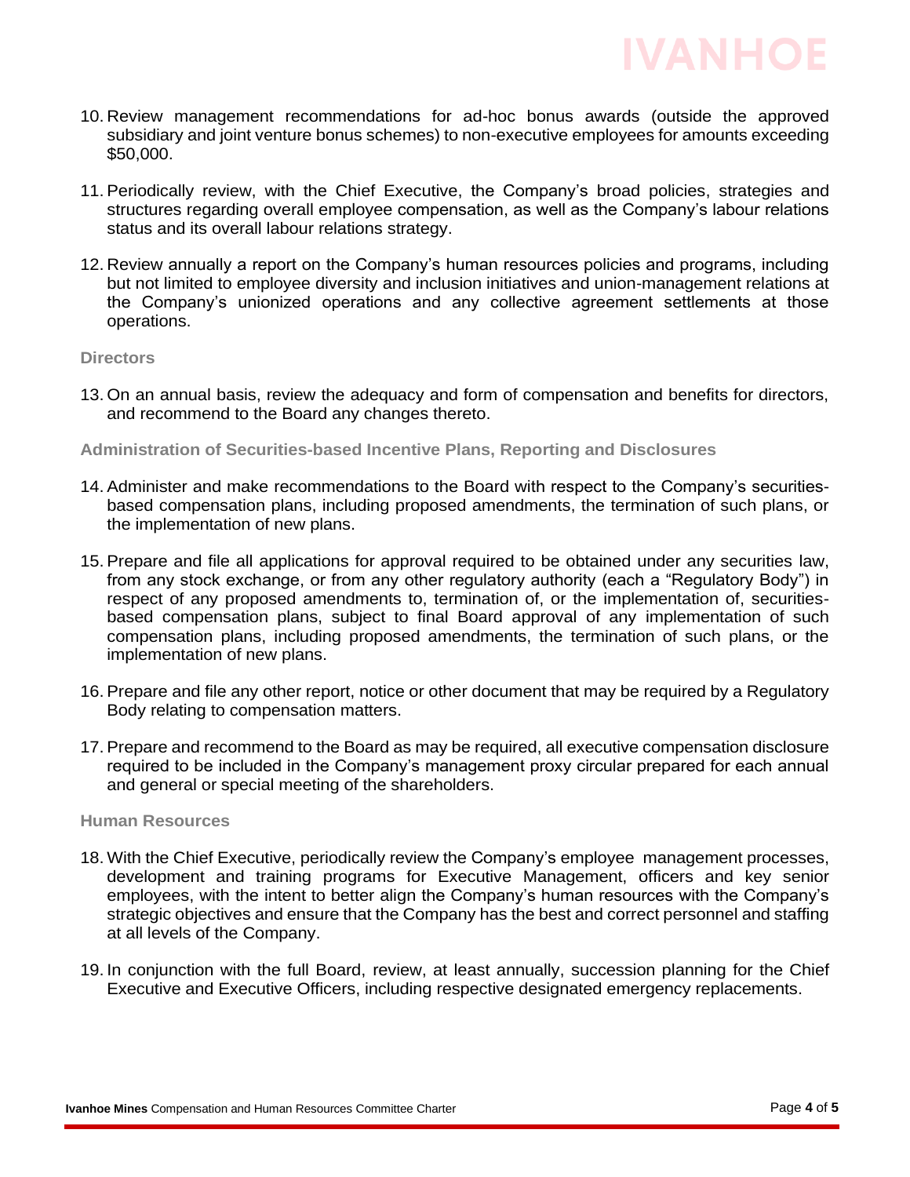10. Review management recommendations for ad-hoc bonus awards (outside the approved subsidiary and joint venture bonus schemes) to non-executive employees for amounts exceeding $50,000.

11. Periodically review, with the Chief Executive, the Company's broad policies, strategies and structures regarding overall employee compensation, as well as the Company's labour relations status and its overall labour relations strategy.

12. Review annually a report on the Company's human resources policies and programs, including but not limited to employee diversity and inclusion initiatives and union-management relations at the Company's unionized operations and any collective agreement settlements at those operations.

**Directors**

13. On an annual basis, review the adequacy and form of compensation and benefits for directors, and recommend to the Board any changes thereto.

**Administration of Securities-based Incentive Plans, Reporting and Disclosures**

14. Administer and make recommendations to the Board with respect to the Company's securities-based compensation plans, including proposed amendments, the termination of such plans, or the implementation of new plans.

15. Prepare and file all applications for approval required to be obtained under any securities law, from any stock exchange, or from any other regulatory authority (each a "Regulatory Body") in respect of any proposed amendments to, termination of, or the implementation of, securities-based compensation plans, subject to final Board approval of any implementation of such compensation plans, including proposed amendments, the termination of such plans, or the implementation of new plans.

16. Prepare and file any other report, notice or other document that may be required by a Regulatory Body relating to compensation matters.

17. Prepare and recommend to the Board as may be required, all executive compensation disclosure required to be included in the Company's management proxy circular prepared for each annual and general or special meeting of the shareholders.

**Human Resources**

18. With the Chief Executive, periodically review the Company's employee management processes, development and training programs for Executive Management, officers and key senior employees, with the intent to better align the Company's human resources with the Company's strategic objectives and ensure that the Company has the best and correct personnel and staffing at all levels of the Company.

19. In conjunction with the full Board, review, at least annually, succession planning for the Chief Executive and Executive Officers, including respective designated emergency replacements.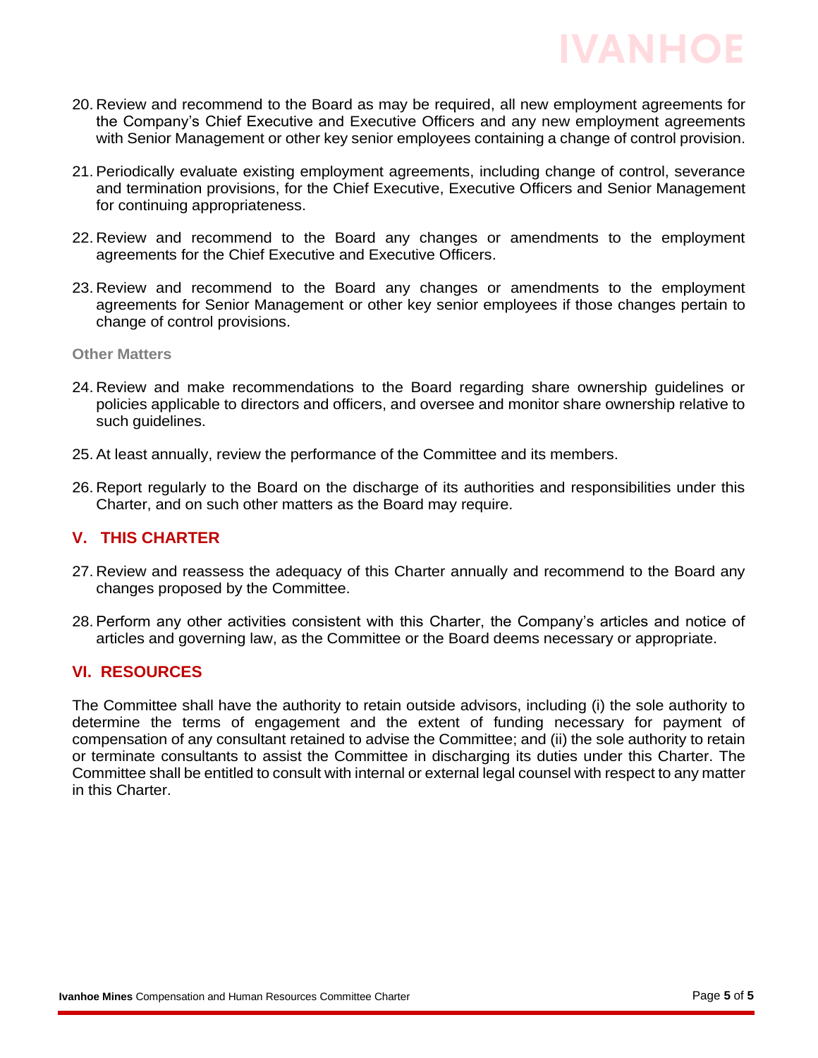20. Review and recommend to the Board as may be required, all new employment agreements for the Company's Chief Executive and Executive Officers and any new employment agreements with Senior Management or other key senior employees containing a change of control provision.

21. Periodically evaluate existing employment agreements, including change of control, severance and termination provisions, for the Chief Executive, Executive Officers and Senior Management for continuing appropriateness.

22. Review and recommend to the Board any changes or amendments to the employment agreements for the Chief Executive and Executive Officers.

23. Review and recommend to the Board any changes or amendments to the employment agreements for Senior Management or other key senior employees if those changes pertain to change of control provisions.

**Other Matters**

24. Review and make recommendations to the Board regarding share ownership guidelines or policies applicable to directors and officers, and oversee and monitor share ownership relative to such guidelines.

25. At least annually, review the performance of the Committee and its members.

26. Report regularly to the Board on the discharge of its authorities and responsibilities under this Charter, and on such other matters as the Board may require.

## V. THIS CHARTER

27. Review and reassess the adequacy of this Charter annually and recommend to the Board any changes proposed by the Committee.

28. Perform any other activities consistent with this Charter, the Company's articles and notice of articles and governing law, as the Committee or the Board deems necessary or appropriate.

## VI. RESOURCES

The Committee shall have the authority to retain outside advisors, including (i) the sole authority to determine the terms of engagement and the extent of funding necessary for payment of compensation of any consultant retained to advise the Committee; and (ii) the sole authority to retain or terminate consultants to assist the Committee in discharging its duties under this Charter. The Committee shall be entitled to consult with internal or external legal counsel with respect to any matter in this Charter.